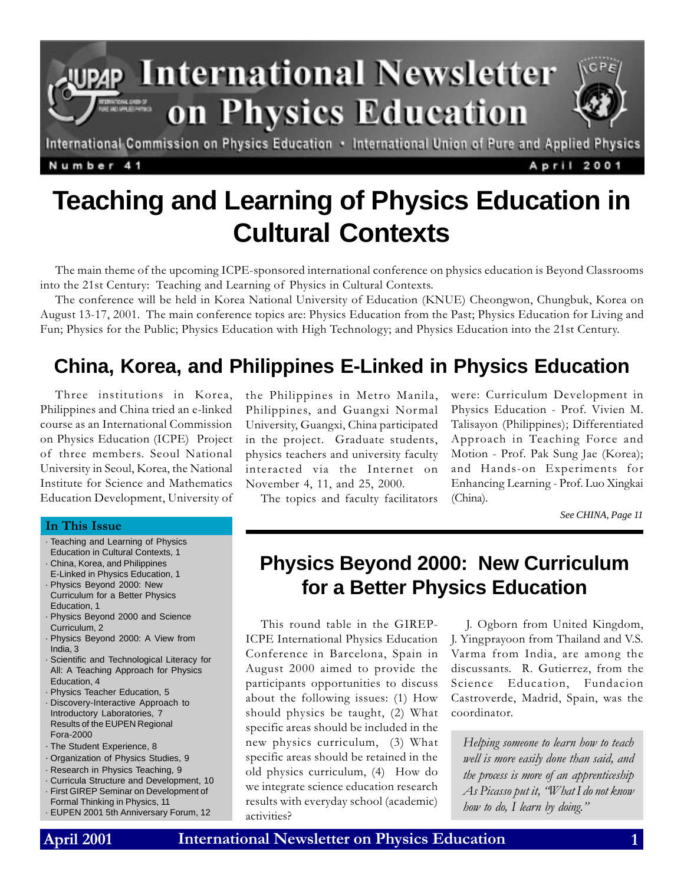# International Newsletter on Physics Education

International Commission on Physics Education • International Union of Pure and Applied Physics

Number 41 — April 2001

# Teaching and Learning of Physics Education in Cultural Contexts

The main theme of the upcoming ICPE-sponsored international conference on physics education is Beyond Classrooms into the 21st Century: Teaching and Learning of Physics in Cultural Contexts.

The conference will be held in Korea National University of Education (KNUE) Cheongwon, Chungbuk, Korea on August 13-17, 2001. The main conference topics are: Physics Education from the Past; Physics Education for Living and Fun; Physics for the Public; Physics Education with High Technology; and Physics Education into the 21st Century.

## China, Korea, and Philippines E-Linked in Physics Education

Three institutions in Korea, Philippines and China tried an e-linked course as an International Commission on Physics Education (ICPE) Project of three members. Seoul National University in Seoul, Korea, the National Institute for Science and Mathematics Education Development, University of the Philippines in Metro Manila, Philippines, and Guangxi Normal University, Guangxi, China participated in the project. Graduate students, physics teachers and university faculty interacted via the Internet on November 4, 11, and 25, 2000.

The topics and faculty facilitators were: Curriculum Development in Physics Education - Prof. Vivien M. Talisayon (Philippines); Differentiated Approach in Teaching Force and Motion - Prof. Pak Sung Jae (Korea); and Hands-on Experiments for Enhancing Learning - Prof. Luo Xingkai (China).

*See CHINA, Page 11*

### In This Issue

- Teaching and Learning of Physics Education in Cultural Contexts, 1
- China, Korea, and Philippines E-Linked in Physics Education, 1
- Physics Beyond 2000: New Curriculum for a Better Physics Education, 1
- Physics Beyond 2000 and Science Curriculum, 2
- Physics Beyond 2000: A View from India, 3
- Scientific and Technological Literacy for All: A Teaching Approach for Physics Education, 4
- Physics Teacher Education, 5
- Discovery-Interactive Approach to Introductory Laboratories, 7 Results of the EUPEN Regional Fora-2000
- The Student Experience, 8
- Organization of Physics Studies, 9
- Research in Physics Teaching, 9
- Curricula Structure and Development, 10
- First GIREP Seminar on Development of Formal Thinking in Physics, 11
- EUPEN 2001 5th Anniversary Forum, 12

## Physics Beyond 2000: New Curriculum for a Better Physics Education

This round table in the GIREP-ICPE International Physics Education Conference in Barcelona, Spain in August 2000 aimed to provide the participants opportunities to discuss about the following issues: (1) How should physics be taught, (2) What specific areas should be included in the new physics curriculum, (3) What specific areas should be retained in the old physics curriculum, (4) How do we integrate science education research results with everyday school (academic) activities?

J. Ogborn from United Kingdom, J. Yingprayoon from Thailand and V.S. Varma from India, are among the discussants. R. Gutierrez, from the Science Education, Fundacion Castroverde, Madrid, Spain, was the coordinator.

> *Helping someone to learn how to teach well is more easily done than said, and the process is more of an apprenticeship As Picasso put it, "What I do not know how to do, I learn by doing."*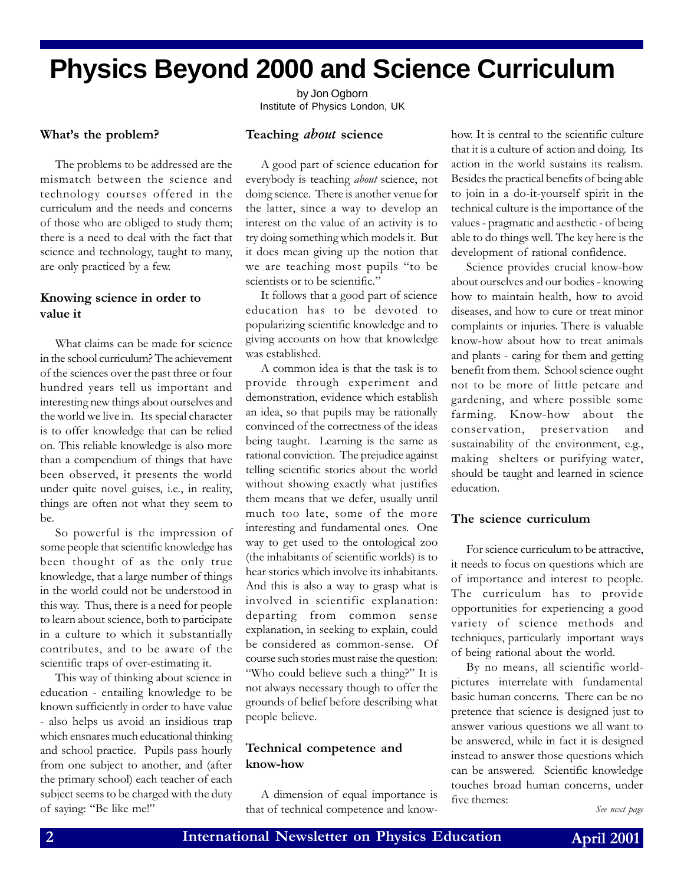# Physics Beyond 2000 and Science Curriculum

by Jon Ogborn
Institute of Physics London, UK

## What's the problem?

The problems to be addressed are the mismatch between the science and technology courses offered in the curriculum and the needs and concerns of those who are obliged to study them; there is a need to deal with the fact that science and technology, taught to many, are only practiced by a few.

## Knowing science in order to value it

What claims can be made for science in the school curriculum? The achievement of the sciences over the past three or four hundred years tell us important and interesting new things about ourselves and the world we live in. Its special character is to offer knowledge that can be relied on. This reliable knowledge is also more than a compendium of things that have been observed, it presents the world under quite novel guises, i.e., in reality, things are often not what they seem to be.

So powerful is the impression of some people that scientific knowledge has been thought of as the only true knowledge, that a large number of things in the world could not be understood in this way. Thus, there is a need for people to learn about science, both to participate in a culture to which it substantially contributes, and to be aware of the scientific traps of over-estimating it.

This way of thinking about science in education - entailing knowledge to be known sufficiently in order to have value - also helps us avoid an insidious trap which ensnares much educational thinking and school practice. Pupils pass hourly from one subject to another, and (after the primary school) each teacher of each subject seems to be charged with the duty of saying: "Be like me!"

## Teaching *about* science

A good part of science education for everybody is teaching *about* science, not doing science. There is another venue for the latter, since a way to develop an interest on the value of an activity is to try doing something which models it. But it does mean giving up the notion that we are teaching most pupils "to be scientists or to be scientific."

It follows that a good part of science education has to be devoted to popularizing scientific knowledge and to giving accounts on how that knowledge was established.

A common idea is that the task is to provide through experiment and demonstration, evidence which establish an idea, so that pupils may be rationally convinced of the correctness of the ideas being taught. Learning is the same as rational conviction. The prejudice against telling scientific stories about the world without showing exactly what justifies them means that we defer, usually until much too late, some of the more interesting and fundamental ones. One way to get used to the ontological zoo (the inhabitants of scientific worlds) is to hear stories which involve its inhabitants. And this is also a way to grasp what is involved in scientific explanation: departing from common sense explanation, in seeking to explain, could be considered as common-sense. Of course such stories must raise the question: "Who could believe such a thing?" It is not always necessary though to offer the grounds of belief before describing what people believe.

## Technical competence and know-how

A dimension of equal importance is that of technical competence and know-how. It is central to the scientific culture that it is a culture of action and doing. Its action in the world sustains its realism. Besides the practical benefits of being able to join in a do-it-yourself spirit in the technical culture is the importance of the values - pragmatic and aesthetic - of being able to do things well. The key here is the development of rational confidence.

Science provides crucial know-how about ourselves and our bodies - knowing how to maintain health, how to avoid diseases, and how to cure or treat minor complaints or injuries. There is valuable know-how about how to treat animals and plants - caring for them and getting benefit from them. School science ought not to be more of little petcare and gardening, and where possible some farming. Know-how about the conservation, preservation and sustainability of the environment, e.g., making shelters or purifying water, should be taught and learned in science education.

## The science curriculum

For science curriculum to be attractive, it needs to focus on questions which are of importance and interest to people. The curriculum has to provide opportunities for experiencing a good variety of science methods and techniques, particularly important ways of being rational about the world.

By no means, all scientific world-pictures interrelate with fundamental basic human concerns. There can be no pretence that science is designed just to answer various questions we all want to be answered, while in fact it is designed instead to answer those questions which can be answered. Scientific knowledge touches broad human concerns, under five themes:

*See next page*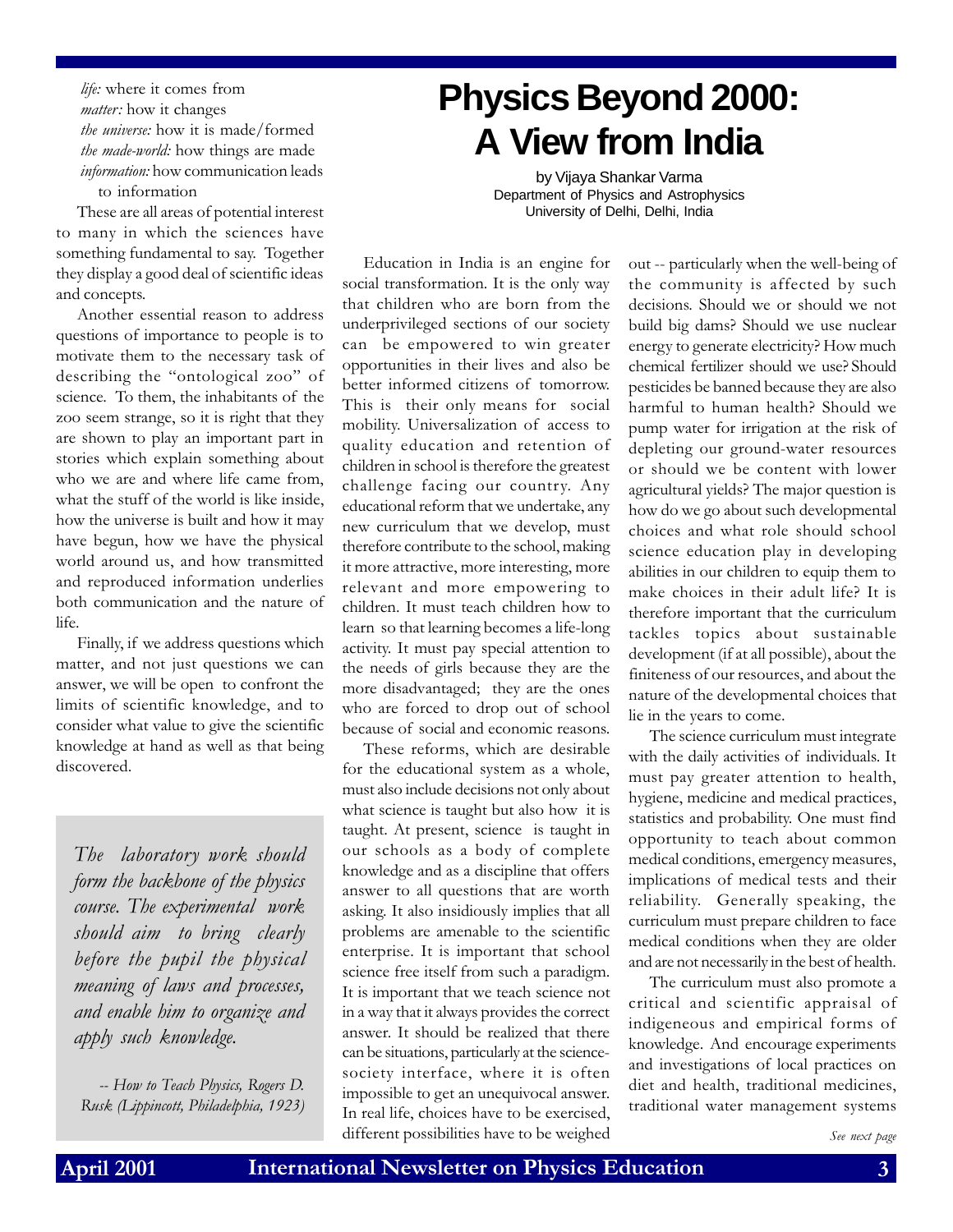*life:* where it comes from
*matter:* how it changes
*the universe:* how it is made/formed
*the made-world:* how things are made
*information:* how communication leads to information

These are all areas of potential interest to many in which the sciences have something fundamental to say. Together they display a good deal of scientific ideas and concepts.

Another essential reason to address questions of importance to people is to motivate them to the necessary task of describing the "ontological zoo" of science. To them, the inhabitants of the zoo seem strange, so it is right that they are shown to play an important part in stories which explain something about who we are and where life came from, what the stuff of the world is like inside, how the universe is built and how it may have begun, how we have the physical world around us, and how transmitted and reproduced information underlies both communication and the nature of life.

Finally, if we address questions which matter, and not just questions we can answer, we will be open to confront the limits of scientific knowledge, and to consider what value to give the scientific knowledge at hand as well as that being discovered.

> *The laboratory work should form the backbone of the physics course. The experimental work should aim to bring clearly before the pupil the physical meaning of laws and processes, and enable him to organize and apply such knowledge.*
>
> *-- How to Teach Physics, Rogers D. Rusk (Lippincott, Philadelphia, 1923)*

# Physics Beyond 2000: A View from India

by Vijaya Shankar Varma
Department of Physics and Astrophysics
University of Delhi, Delhi, India

Education in India is an engine for social transformation. It is the only way that children who are born from the underprivileged sections of our society can be empowered to win greater opportunities in their lives and also be better informed citizens of tomorrow. This is their only means for social mobility. Universalization of access to quality education and retention of children in school is therefore the greatest challenge facing our country. Any educational reform that we undertake, any new curriculum that we develop, must therefore contribute to the school, making it more attractive, more interesting, more relevant and more empowering to children. It must teach children how to learn so that learning becomes a life-long activity. It must pay special attention to the needs of girls because they are the more disadvantaged; they are the ones who are forced to drop out of school because of social and economic reasons.

These reforms, which are desirable for the educational system as a whole, must also include decisions not only about what science is taught but also how it is taught. At present, science is taught in our schools as a body of complete knowledge and as a discipline that offers answer to all questions that are worth asking. It also insidiously implies that all problems are amenable to the scientific enterprise. It is important that school science free itself from such a paradigm. It is important that we teach science not in a way that it always provides the correct answer. It should be realized that there can be situations, particularly at the science-society interface, where it is often impossible to get an unequivocal answer. In real life, choices have to be exercised, different possibilities have to be weighed out -- particularly when the well-being of the community is affected by such decisions. Should we or should we not build big dams? Should we use nuclear energy to generate electricity? How much chemical fertilizer should we use? Should pesticides be banned because they are also harmful to human health? Should we pump water for irrigation at the risk of depleting our ground-water resources or should we be content with lower agricultural yields? The major question is how do we go about such developmental choices and what role should school science education play in developing abilities in our children to equip them to make choices in their adult life? It is therefore important that the curriculum tackles topics about sustainable development (if at all possible), about the finiteness of our resources, and about the nature of the developmental choices that lie in the years to come.

The science curriculum must integrate with the daily activities of individuals. It must pay greater attention to health, hygiene, medicine and medical practices, statistics and probability. One must find opportunity to teach about common medical conditions, emergency measures, implications of medical tests and their reliability. Generally speaking, the curriculum must prepare children to face medical conditions when they are older and are not necessarily in the best of health.

The curriculum must also promote a critical and scientific appraisal of indigeneous and empirical forms of knowledge. And encourage experiments and investigations of local practices on diet and health, traditional medicines, traditional water management systems

*See next page*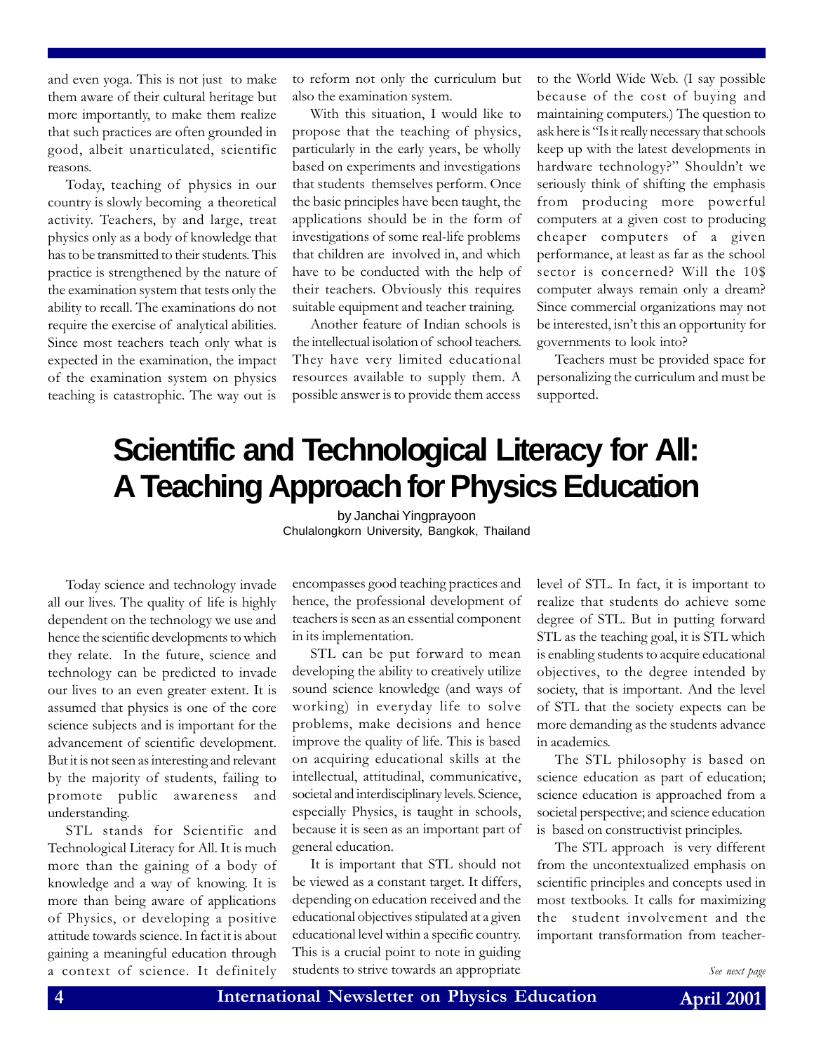and even yoga. This is not just to make them aware of their cultural heritage but more importantly, to make them realize that such practices are often grounded in good, albeit unarticulated, scientific reasons.

Today, teaching of physics in our country is slowly becoming a theoretical activity. Teachers, by and large, treat physics only as a body of knowledge that has to be transmitted to their students. This practice is strengthened by the nature of the examination system that tests only the ability to recall. The examinations do not require the exercise of analytical abilities. Since most teachers teach only what is expected in the examination, the impact of the examination system on physics teaching is catastrophic. The way out is to reform not only the curriculum but also the examination system.

With this situation, I would like to propose that the teaching of physics, particularly in the early years, be wholly based on experiments and investigations that students themselves perform. Once the basic principles have been taught, the applications should be in the form of investigations of some real-life problems that children are involved in, and which have to be conducted with the help of their teachers. Obviously this requires suitable equipment and teacher training.

Another feature of Indian schools is the intellectual isolation of school teachers. They have very limited educational resources available to supply them. A possible answer is to provide them access to the World Wide Web. (I say possible because of the cost of buying and maintaining computers.) The question to ask here is "Is it really necessary that schools keep up with the latest developments in hardware technology?" Shouldn't we seriously think of shifting the emphasis from producing more powerful computers at a given cost to producing cheaper computers of a given performance, at least as far as the school sector is concerned? Will the 10$ computer always remain only a dream? Since commercial organizations may not be interested, isn't this an opportunity for governments to look into?

Teachers must be provided space for personalizing the curriculum and must be supported.

# Scientific and Technological Literacy for All: A Teaching Approach for Physics Education

by Janchai Yingprayoon
Chulalongkorn University, Bangkok, Thailand

Today science and technology invade all our lives. The quality of life is highly dependent on the technology we use and hence the scientific developments to which they relate. In the future, science and technology can be predicted to invade our lives to an even greater extent. It is assumed that physics is one of the core science subjects and is important for the advancement of scientific development. But it is not seen as interesting and relevant by the majority of students, failing to promote public awareness and understanding.

STL stands for Scientific and Technological Literacy for All. It is much more than the gaining of a body of knowledge and a way of knowing. It is more than being aware of applications of Physics, or developing a positive attitude towards science. In fact it is about gaining a meaningful education through a context of science. It definitely encompasses good teaching practices and hence, the professional development of teachers is seen as an essential component in its implementation.

STL can be put forward to mean developing the ability to creatively utilize sound science knowledge (and ways of working) in everyday life to solve problems, make decisions and hence improve the quality of life. This is based on acquiring educational skills at the intellectual, attitudinal, communicative, societal and interdisciplinary levels. Science, especially Physics, is taught in schools, because it is seen as an important part of general education.

It is important that STL should not be viewed as a constant target. It differs, depending on education received and the educational objectives stipulated at a given educational level within a specific country. This is a crucial point to note in guiding students to strive towards an appropriate level of STL. In fact, it is important to realize that students do achieve some degree of STL. But in putting forward STL as the teaching goal, it is STL which is enabling students to acquire educational objectives, to the degree intended by society, that is important. And the level of STL that the society expects can be more demanding as the students advance in academics.

The STL philosophy is based on science education as part of education; science education is approached from a societal perspective; and science education is based on constructivist principles.

The STL approach is very different from the uncontextualized emphasis on scientific principles and concepts used in most textbooks. It calls for maximizing the student involvement and the important transformation from teacher-

*See next page*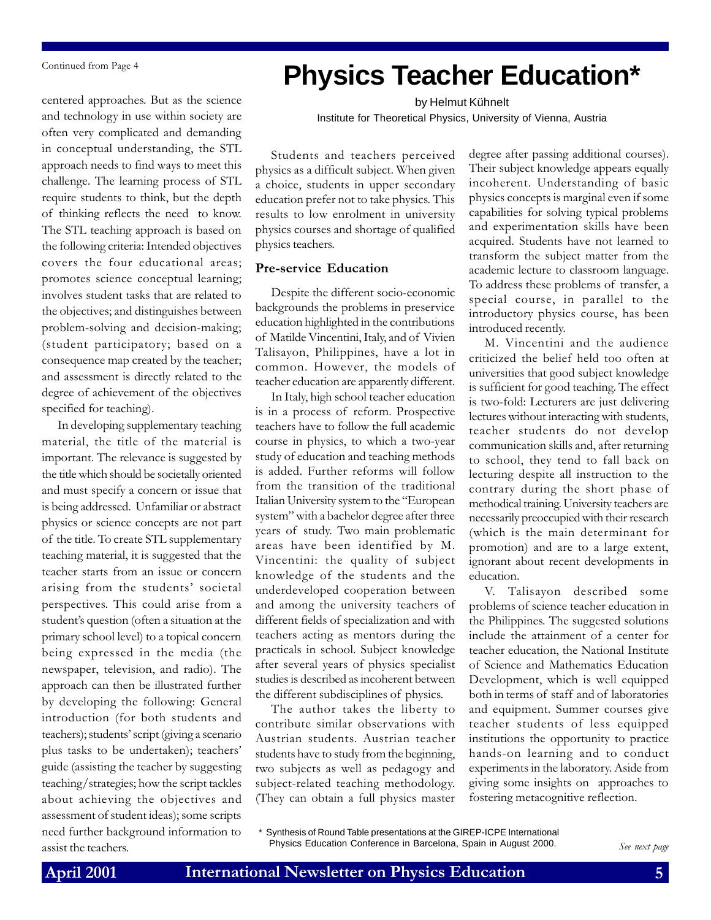Continued from Page 4

centered approaches. But as the science and technology in use within society are often very complicated and demanding in conceptual understanding, the STL approach needs to find ways to meet this challenge. The learning process of STL require students to think, but the depth of thinking reflects the need to know. The STL teaching approach is based on the following criteria: Intended objectives covers the four educational areas; promotes science conceptual learning; involves student tasks that are related to the objectives; and distinguishes between problem-solving and decision-making; (student participatory; based on a consequence map created by the teacher; and assessment is directly related to the degree of achievement of the objectives specified for teaching).

In developing supplementary teaching material, the title of the material is important. The relevance is suggested by the title which should be societally oriented and must specify a concern or issue that is being addressed. Unfamiliar or abstract physics or science concepts are not part of the title. To create STL supplementary teaching material, it is suggested that the teacher starts from an issue or concern arising from the students' societal perspectives. This could arise from a student's question (often a situation at the primary school level) to a topical concern being expressed in the media (the newspaper, television, and radio). The approach can then be illustrated further by developing the following: General introduction (for both students and teachers); students' script (giving a scenario plus tasks to be undertaken); teachers' guide (assisting the teacher by suggesting teaching/strategies; how the script tackles about achieving the objectives and assessment of student ideas); some scripts need further background information to assist the teachers.

# Physics Teacher Education*

by Helmut Kühnelt

Institute for Theoretical Physics, University of Vienna, Austria

Students and teachers perceived physics as a difficult subject. When given a choice, students in upper secondary education prefer not to take physics. This results to low enrolment in university physics courses and shortage of qualified physics teachers.

## Pre-service Education

Despite the different socio-economic backgrounds the problems in preservice education highlighted in the contributions of Matilde Vincentini, Italy, and of Vivien Talisayon, Philippines, have a lot in common. However, the models of teacher education are apparently different.

In Italy, high school teacher education is in a process of reform. Prospective teachers have to follow the full academic course in physics, to which a two-year study of education and teaching methods is added. Further reforms will follow from the transition of the traditional Italian University system to the "European system" with a bachelor degree after three years of study. Two main problematic areas have been identified by M. Vincentini: the quality of subject knowledge of the students and the underdeveloped cooperation between and among the university teachers of different fields of specialization and with teachers acting as mentors during the practicals in school. Subject knowledge after several years of physics specialist studies is described as incoherent between the different subdisciplines of physics.

The author takes the liberty to contribute similar observations with Austrian students. Austrian teacher students have to study from the beginning, two subjects as well as pedagogy and subject-related teaching methodology. (They can obtain a full physics master degree after passing additional courses). Their subject knowledge appears equally incoherent. Understanding of basic physics concepts is marginal even if some capabilities for solving typical problems and experimentation skills have been acquired. Students have not learned to transform the subject matter from the academic lecture to classroom language. To address these problems of transfer, a special course, in parallel to the introductory physics course, has been introduced recently.

M. Vincentini and the audience criticized the belief held too often at universities that good subject knowledge is sufficient for good teaching. The effect is two-fold: Lecturers are just delivering lectures without interacting with students, teacher students do not develop communication skills and, after returning to school, they tend to fall back on lecturing despite all instruction to the contrary during the short phase of methodical training. University teachers are necessarily preoccupied with their research (which is the main determinant for promotion) and are to a large extent, ignorant about recent developments in education.

V. Talisayon described some problems of science teacher education in the Philippines. The suggested solutions include the attainment of a center for teacher education, the National Institute of Science and Mathematics Education Development, which is well equipped both in terms of staff and of laboratories and equipment. Summer courses give teacher students of less equipped institutions the opportunity to practice hands-on learning and to conduct experiments in the laboratory. Aside from giving some insights on approaches to fostering metacognitive reflection.

\* Synthesis of Round Table presentations at the GIREP-ICPE International Physics Education Conference in Barcelona, Spain in August 2000.

*See next page*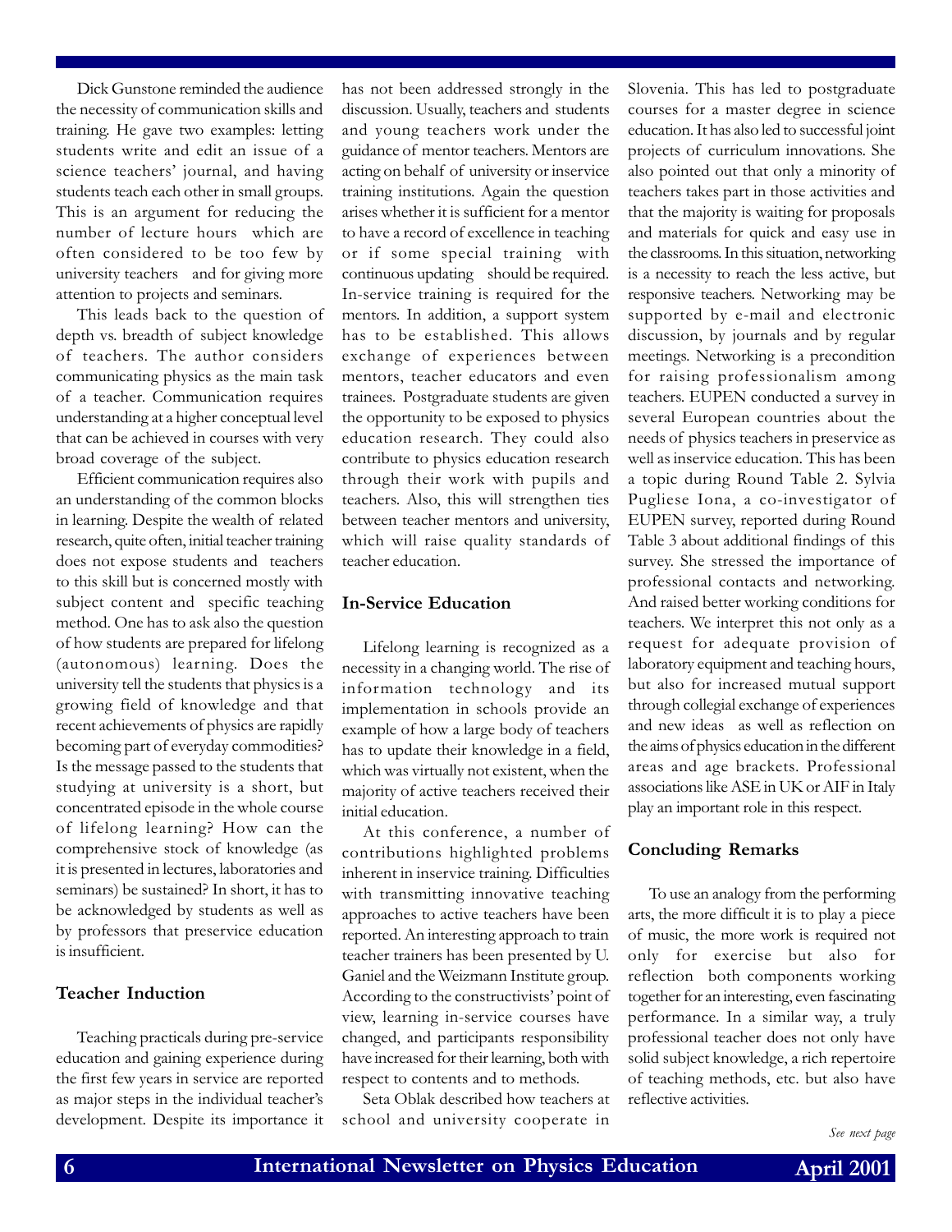Dick Gunstone reminded the audience the necessity of communication skills and training. He gave two examples: letting students write and edit an issue of a science teachers' journal, and having students teach each other in small groups. This is an argument for reducing the number of lecture hours which are often considered to be too few by university teachers and for giving more attention to projects and seminars.

This leads back to the question of depth vs. breadth of subject knowledge of teachers. The author considers communicating physics as the main task of a teacher. Communication requires understanding at a higher conceptual level that can be achieved in courses with very broad coverage of the subject.

Efficient communication requires also an understanding of the common blocks in learning. Despite the wealth of related research, quite often, initial teacher training does not expose students and teachers to this skill but is concerned mostly with subject content and specific teaching method. One has to ask also the question of how students are prepared for lifelong (autonomous) learning. Does the university tell the students that physics is a growing field of knowledge and that recent achievements of physics are rapidly becoming part of everyday commodities? Is the message passed to the students that studying at university is a short, but concentrated episode in the whole course of lifelong learning? How can the comprehensive stock of knowledge (as it is presented in lectures, laboratories and seminars) be sustained? In short, it has to be acknowledged by students as well as by professors that preservice education is insufficient.

### Teacher Induction

Teaching practicals during pre-service education and gaining experience during the first few years in service are reported as major steps in the individual teacher's development. Despite its importance it has not been addressed strongly in the discussion. Usually, teachers and students and young teachers work under the guidance of mentor teachers. Mentors are acting on behalf of university or inservice training institutions. Again the question arises whether it is sufficient for a mentor to have a record of excellence in teaching or if some special training with continuous updating should be required. In-service training is required for the mentors. In addition, a support system has to be established. This allows exchange of experiences between mentors, teacher educators and even trainees. Postgraduate students are given the opportunity to be exposed to physics education research. They could also contribute to physics education research through their work with pupils and teachers. Also, this will strengthen ties between teacher mentors and university, which will raise quality standards of teacher education.

### In-Service Education

Lifelong learning is recognized as a necessity in a changing world. The rise of information technology and its implementation in schools provide an example of how a large body of teachers has to update their knowledge in a field, which was virtually not existent, when the majority of active teachers received their initial education.

At this conference, a number of contributions highlighted problems inherent in inservice training. Difficulties with transmitting innovative teaching approaches to active teachers have been reported. An interesting approach to train teacher trainers has been presented by U. Ganiel and the Weizmann Institute group. According to the constructivists' point of view, learning in-service courses have changed, and participants responsibility have increased for their learning, both with respect to contents and to methods.

Seta Oblak described how teachers at school and university cooperate in Slovenia. This has led to postgraduate courses for a master degree in science education. It has also led to successful joint projects of curriculum innovations. She also pointed out that only a minority of teachers takes part in those activities and that the majority is waiting for proposals and materials for quick and easy use in the classrooms. In this situation, networking is a necessity to reach the less active, but responsive teachers. Networking may be supported by e-mail and electronic discussion, by journals and by regular meetings. Networking is a precondition for raising professionalism among teachers. EUPEN conducted a survey in several European countries about the needs of physics teachers in preservice as well as inservice education. This has been a topic during Round Table 2. Sylvia Pugliese Iona, a co-investigator of EUPEN survey, reported during Round Table 3 about additional findings of this survey. She stressed the importance of professional contacts and networking. And raised better working conditions for teachers. We interpret this not only as a request for adequate provision of laboratory equipment and teaching hours, but also for increased mutual support through collegial exchange of experiences and new ideas as well as reflection on the aims of physics education in the different areas and age brackets. Professional associations like ASE in UK or AIF in Italy play an important role in this respect.

### Concluding Remarks

To use an analogy from the performing arts, the more difficult it is to play a piece of music, the more work is required not only for exercise but also for reflection both components working together for an interesting, even fascinating performance. In a similar way, a truly professional teacher does not only have solid subject knowledge, a rich repertoire of teaching methods, etc. but also have reflective activities.

*See next page*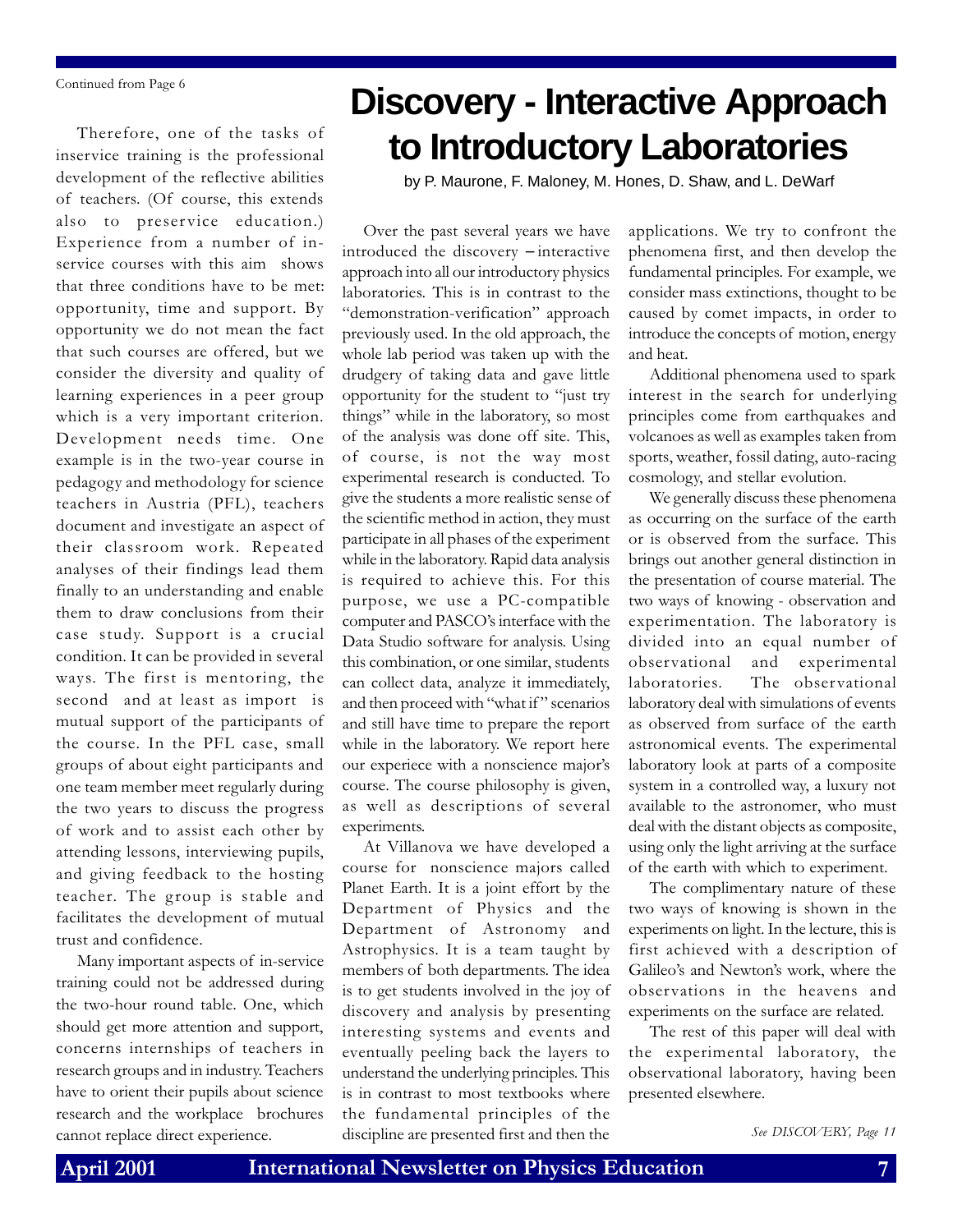Continued from Page 6

Therefore, one of the tasks of inservice training is the professional development of the reflective abilities of teachers. (Of course, this extends also to preservice education.) Experience from a number of in-service courses with this aim shows that three conditions have to be met: opportunity, time and support. By opportunity we do not mean the fact that such courses are offered, but we consider the diversity and quality of learning experiences in a peer group which is a very important criterion. Development needs time. One example is in the two-year course in pedagogy and methodology for science teachers in Austria (PFL), teachers document and investigate an aspect of their classroom work. Repeated analyses of their findings lead them finally to an understanding and enable them to draw conclusions from their case study. Support is a crucial condition. It can be provided in several ways. The first is mentoring, the second and at least as import is mutual support of the participants of the course. In the PFL case, small groups of about eight participants and one team member meet regularly during the two years to discuss the progress of work and to assist each other by attending lessons, interviewing pupils, and giving feedback to the hosting teacher. The group is stable and facilitates the development of mutual trust and confidence.

Many important aspects of in-service training could not be addressed during the two-hour round table. One, which should get more attention and support, concerns internships of teachers in research groups and in industry. Teachers have to orient their pupils about science research and the workplace brochures cannot replace direct experience.

# Discovery - Interactive Approach to Introductory Laboratories

by P. Maurone, F. Maloney, M. Hones, D. Shaw, and L. DeWarf

Over the past several years we have introduced the discovery – interactive approach into all our introductory physics laboratories. This is in contrast to the "demonstration-verification" approach previously used. In the old approach, the whole lab period was taken up with the drudgery of taking data and gave little opportunity for the student to "just try things" while in the laboratory, so most of the analysis was done off site. This, of course, is not the way most experimental research is conducted. To give the students a more realistic sense of the scientific method in action, they must participate in all phases of the experiment while in the laboratory. Rapid data analysis is required to achieve this. For this purpose, we use a PC-compatible computer and PASCO's interface with the Data Studio software for analysis. Using this combination, or one similar, students can collect data, analyze it immediately, and then proceed with "what if" scenarios and still have time to prepare the report while in the laboratory. We report here our experiece with a nonscience major's course. The course philosophy is given, as well as descriptions of several experiments.

At Villanova we have developed a course for nonscience majors called Planet Earth. It is a joint effort by the Department of Physics and the Department of Astronomy and Astrophysics. It is a team taught by members of both departments. The idea is to get students involved in the joy of discovery and analysis by presenting interesting systems and events and eventually peeling back the layers to understand the underlying principles. This is in contrast to most textbooks where the fundamental principles of the discipline are presented first and then the applications. We try to confront the phenomena first, and then develop the fundamental principles. For example, we consider mass extinctions, thought to be caused by comet impacts, in order to introduce the concepts of motion, energy and heat.

Additional phenomena used to spark interest in the search for underlying principles come from earthquakes and volcanoes as well as examples taken from sports, weather, fossil dating, auto-racing cosmology, and stellar evolution.

We generally discuss these phenomena as occurring on the surface of the earth or is observed from the surface. This brings out another general distinction in the presentation of course material. The two ways of knowing - observation and experimentation. The laboratory is divided into an equal number of observational and experimental laboratories. The observational laboratory deal with simulations of events as observed from surface of the earth astronomical events. The experimental laboratory look at parts of a composite system in a controlled way, a luxury not available to the astronomer, who must deal with the distant objects as composite, using only the light arriving at the surface of the earth with which to experiment.

The complimentary nature of these two ways of knowing is shown in the experiments on light. In the lecture, this is first achieved with a description of Galileo's and Newton's work, where the observations in the heavens and experiments on the surface are related.

The rest of this paper will deal with the experimental laboratory, the observational laboratory, having been presented elsewhere.

*See DISCOVERY, Page 11*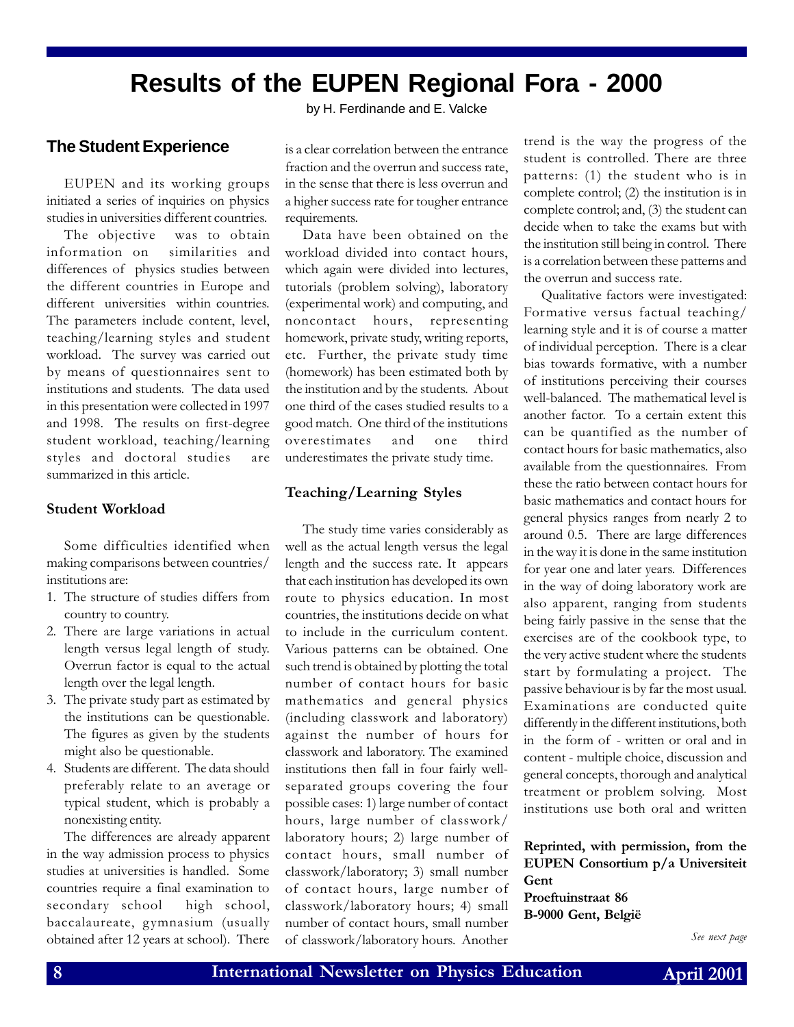# Results of the EUPEN Regional Fora - 2000

by H. Ferdinande and E. Valcke

## The Student Experience

EUPEN and its working groups initiated a series of inquiries on physics studies in universities different countries.

The objective was to obtain information on similarities and differences of physics studies between the different countries in Europe and different universities within countries. The parameters include content, level, teaching/learning styles and student workload. The survey was carried out by means of questionnaires sent to institutions and students. The data used in this presentation were collected in 1997 and 1998. The results on first-degree student workload, teaching/learning styles and doctoral studies are summarized in this article.

### Student Workload

Some difficulties identified when making comparisons between countries/institutions are:

1. The structure of studies differs from country to country.
2. There are large variations in actual length versus legal length of study. Overrun factor is equal to the actual length over the legal length.
3. The private study part as estimated by the institutions can be questionable. The figures as given by the students might also be questionable.
4. Students are different. The data should preferably relate to an average or typical student, which is probably a nonexisting entity.

The differences are already apparent in the way admission process to physics studies at universities is handled. Some countries require a final examination to secondary school high school, baccalaureate, gymnasium (usually obtained after 12 years at school). There is a clear correlation between the entrance fraction and the overrun and success rate, in the sense that there is less overrun and a higher success rate for tougher entrance requirements.

Data have been obtained on the workload divided into contact hours, which again were divided into lectures, tutorials (problem solving), laboratory (experimental work) and computing, and noncontact hours, representing homework, private study, writing reports, etc. Further, the private study time (homework) has been estimated both by the institution and by the students. About one third of the cases studied results to a good match. One third of the institutions overestimates and one third underestimates the private study time.

### Teaching/Learning Styles

The study time varies considerably as well as the actual length versus the legal length and the success rate. It appears that each institution has developed its own route to physics education. In most countries, the institutions decide on what to include in the curriculum content. Various patterns can be obtained. One such trend is obtained by plotting the total number of contact hours for basic mathematics and general physics (including classwork and laboratory) against the number of hours for classwork and laboratory. The examined institutions then fall in four fairly well-separated groups covering the four possible cases: 1) large number of contact hours, large number of classwork/laboratory hours; 2) large number of contact hours, small number of classwork/laboratory; 3) small number of contact hours, large number of classwork/laboratory hours; 4) small number of contact hours, small number of classwork/laboratory hours. Another trend is the way the progress of the student is controlled. There are three patterns: (1) the student who is in complete control; (2) the institution is in complete control; and, (3) the student can decide when to take the exams but with the institution still being in control. There is a correlation between these patterns and the overrun and success rate.

Qualitative factors were investigated: Formative versus factual teaching/learning style and it is of course a matter of individual perception. There is a clear bias towards formative, with a number of institutions perceiving their courses well-balanced. The mathematical level is another factor. To a certain extent this can be quantified as the number of contact hours for basic mathematics, also available from the questionnaires. From these the ratio between contact hours for basic mathematics and contact hours for general physics ranges from nearly 2 to around 0.5. There are large differences in the way it is done in the same institution for year one and later years. Differences in the way of doing laboratory work are also apparent, ranging from students being fairly passive in the sense that the exercises are of the cookbook type, to the very active student where the students start by formulating a project. The passive behaviour is by far the most usual. Examinations are conducted quite differently in the different institutions, both in the form of - written or oral and in content - multiple choice, discussion and general concepts, thorough and analytical treatment or problem solving. Most institutions use both oral and written

**Reprinted, with permission, from the EUPEN Consortium p/a Universiteit Gent**
**Proeftuinstraat 86**
**B-9000 Gent, België**

*See next page*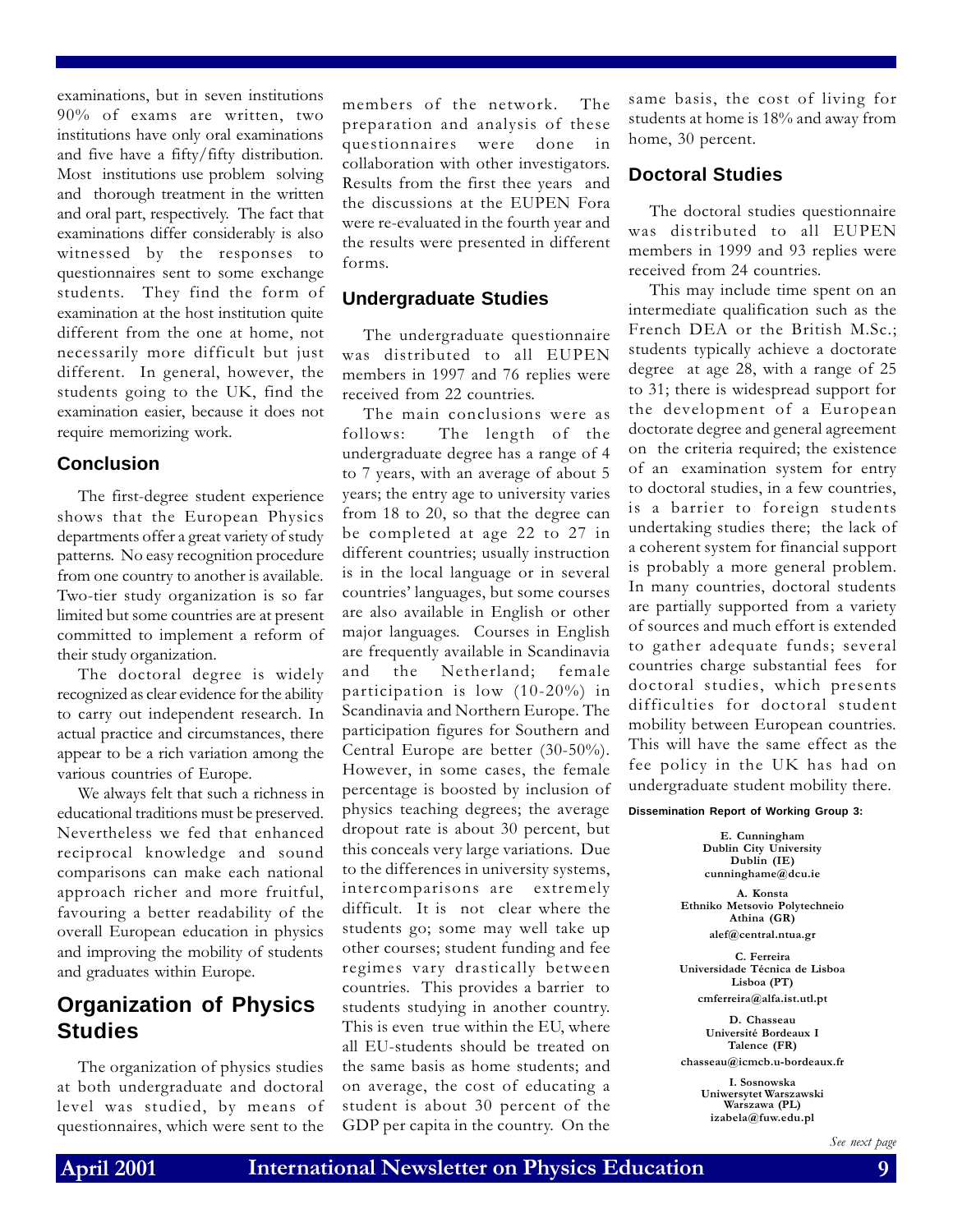examinations, but in seven institutions 90% of exams are written, two institutions have only oral examinations and five have a fifty/fifty distribution. Most institutions use problem solving and thorough treatment in the written and oral part, respectively. The fact that examinations differ considerably is also witnessed by the responses to questionnaires sent to some exchange students. They find the form of examination at the host institution quite different from the one at home, not necessarily more difficult but just different. In general, however, the students going to the UK, find the examination easier, because it does not require memorizing work.

## Conclusion

The first-degree student experience shows that the European Physics departments offer a great variety of study patterns. No easy recognition procedure from one country to another is available. Two-tier study organization is so far limited but some countries are at present committed to implement a reform of their study organization.

The doctoral degree is widely recognized as clear evidence for the ability to carry out independent research. In actual practice and circumstances, there appear to be a rich variation among the various countries of Europe.

We always felt that such a richness in educational traditions must be preserved. Nevertheless we fed that enhanced reciprocal knowledge and sound comparisons can make each national approach richer and more fruitful, favouring a better readability of the overall European education in physics and improving the mobility of students and graduates within Europe.

# Organization of Physics Studies

The organization of physics studies at both undergraduate and doctoral level was studied, by means of questionnaires, which were sent to the members of the network. The preparation and analysis of these questionnaires were done in collaboration with other investigators. Results from the first thee years and the discussions at the EUPEN Fora were re-evaluated in the fourth year and the results were presented in different forms.

## Undergraduate Studies

The undergraduate questionnaire was distributed to all EUPEN members in 1997 and 76 replies were received from 22 countries.

The main conclusions were as follows: The length of the undergraduate degree has a range of 4 to 7 years, with an average of about 5 years; the entry age to university varies from 18 to 20, so that the degree can be completed at age 22 to 27 in different countries; usually instruction is in the local language or in several countries' languages, but some courses are also available in English or other major languages. Courses in English are frequently available in Scandinavia and the Netherland; female participation is low (10-20%) in Scandinavia and Northern Europe. The participation figures for Southern and Central Europe are better (30-50%). However, in some cases, the female percentage is boosted by inclusion of physics teaching degrees; the average dropout rate is about 30 percent, but this conceals very large variations. Due to the differences in university systems, intercomparisons are extremely difficult. It is not clear where the students go; some may well take up other courses; student funding and fee regimes vary drastically between countries. This provides a barrier to students studying in another country. This is even true within the EU, where all EU-students should be treated on the same basis as home students; and on average, the cost of educating a student is about 30 percent of the GDP per capita in the country. On the same basis, the cost of living for students at home is 18% and away from home, 30 percent.

## Doctoral Studies

The doctoral studies questionnaire was distributed to all EUPEN members in 1999 and 93 replies were received from 24 countries.

This may include time spent on an intermediate qualification such as the French DEA or the British M.Sc.; students typically achieve a doctorate degree at age 28, with a range of 25 to 31; there is widespread support for the development of a European doctorate degree and general agreement on the criteria required; the existence of an examination system for entry to doctoral studies, in a few countries, is a barrier to foreign students undertaking studies there; the lack of a coherent system for financial support is probably a more general problem. In many countries, doctoral students are partially supported from a variety of sources and much effort is extended to gather adequate funds; several countries charge substantial fees for doctoral studies, which presents difficulties for doctoral student mobility between European countries. This will have the same effect as the fee policy in the UK has had on undergraduate student mobility there.

**Dissemination Report of Working Group 3:**

**E. Cunningham**
**Dublin City University**
**Dublin (IE)**
**cunninghame@dcu.ie**

**A. Konsta**
**Ethniko Metsovio Polytechneio**
**Athina (GR)**
**alef@central.ntua.gr**

**C. Ferreira**
**Universidade Técnica de Lisboa**
**Lisboa (PT)**
**cmferreira@alfa.ist.utl.pt**

**D. Chasseau**
**Université Bordeaux I**
**Talence (FR)**
**chasseau@icmcb.u-bordeaux.fr**

**I. Sosnowska**
**Uniwersytet Warszawski**
**Warszawa (PL)**
**izabela@fuw.edu.pl**

*See next page*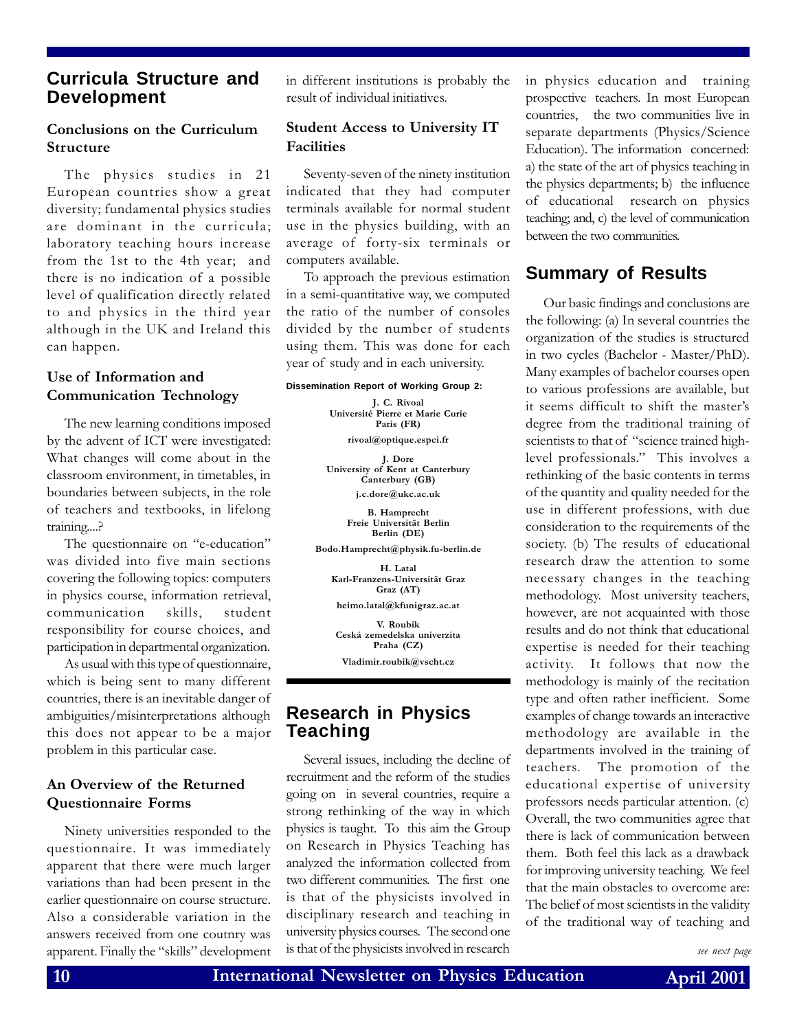## Curricula Structure and Development

### Conclusions on the Curriculum Structure

The physics studies in 21 European countries show a great diversity; fundamental physics studies are dominant in the curricula; laboratory teaching hours increase from the 1st to the 4th year; and there is no indication of a possible level of qualification directly related to and physics in the third year although in the UK and Ireland this can happen.

### Use of Information and Communication Technology

The new learning conditions imposed by the advent of ICT were investigated: What changes will come about in the classroom environment, in timetables, in boundaries between subjects, in the role of teachers and textbooks, in lifelong training....?

The questionnaire on "e-education" was divided into five main sections covering the following topics: computers in physics course, information retrieval, communication skills, student responsibility for course choices, and participation in departmental organization.

As usual with this type of questionnaire, which is being sent to many different countries, there is an inevitable danger of ambiguities/misinterpretations although this does not appear to be a major problem in this particular case.

### An Overview of the Returned Questionnaire Forms

Ninety universities responded to the questionnaire. It was immediately apparent that there were much larger variations than had been present in the earlier questionnaire on course structure. Also a considerable variation in the answers received from one coutnry was apparent. Finally the "skills" development in different institutions is probably the result of individual initiatives.

### Student Access to University IT Facilities

Seventy-seven of the ninety institution indicated that they had computer terminals available for normal student use in the physics building, with an average of forty-six terminals or computers available.

To approach the previous estimation in a semi-quantitative way, we computed the ratio of the number of consoles divided by the number of students using them. This was done for each year of study and in each university.

**Dissemination Report of Working Group 2:**

**J. C. Rivoal**
**Université Pierre et Marie Curie**
**Paris (FR)**
**rivoal@optique.espci.fr**

**J. Dore**
**University of Kent at Canterbury**
**Canterbury (GB)**
**j.c.dore@ukc.ac.uk**

**B. Hamprecht**
**Freie Universität Berlin**
**Berlin (DE)**
**Bodo.Hamprecht@physik.fu-berlin.de**

**H. Latal**
**Karl-Franzens-Universität Graz**
**Graz (AT)**
**heimo.latal@kfunigraz.ac.at**

**V. Roubik**
**Ceská zemedelska univerzita**
**Praha (CZ)**
**Vladimir.roubik@vscht.cz**

## Research in Physics Teaching

Several issues, including the decline of recruitment and the reform of the studies going on in several countries, require a strong rethinking of the way in which physics is taught. To this aim the Group on Research in Physics Teaching has analyzed the information collected from two different communities. The first one is that of the physicists involved in disciplinary research and teaching in university physics courses. The second one is that of the physicists involved in research in physics education and training prospective teachers. In most European countries, the two communities live in separate departments (Physics/Science Education). The information concerned: a) the state of the art of physics teaching in the physics departments; b) the influence of educational research on physics teaching; and, c) the level of communication between the two communities.

## Summary of Results

Our basic findings and conclusions are the following: (a) In several countries the organization of the studies is structured in two cycles (Bachelor - Master/PhD). Many examples of bachelor courses open to various professions are available, but it seems difficult to shift the master's degree from the traditional training of scientists to that of "science trained high-level professionals." This involves a rethinking of the basic contents in terms of the quantity and quality needed for the use in different professions, with due consideration to the requirements of the society. (b) The results of educational research draw the attention to some necessary changes in the teaching methodology. Most university teachers, however, are not acquainted with those results and do not think that educational expertise is needed for their teaching activity. It follows that now the methodology is mainly of the recitation type and often rather inefficient. Some examples of change towards an interactive methodology are available in the departments involved in the training of teachers. The promotion of the educational expertise of university professors needs particular attention. (c) Overall, the two communities agree that there is lack of communication between them. Both feel this lack as a drawback for improving university teaching. We feel that the main obstacles to overcome are: The belief of most scientists in the validity of the traditional way of teaching and

*see next page*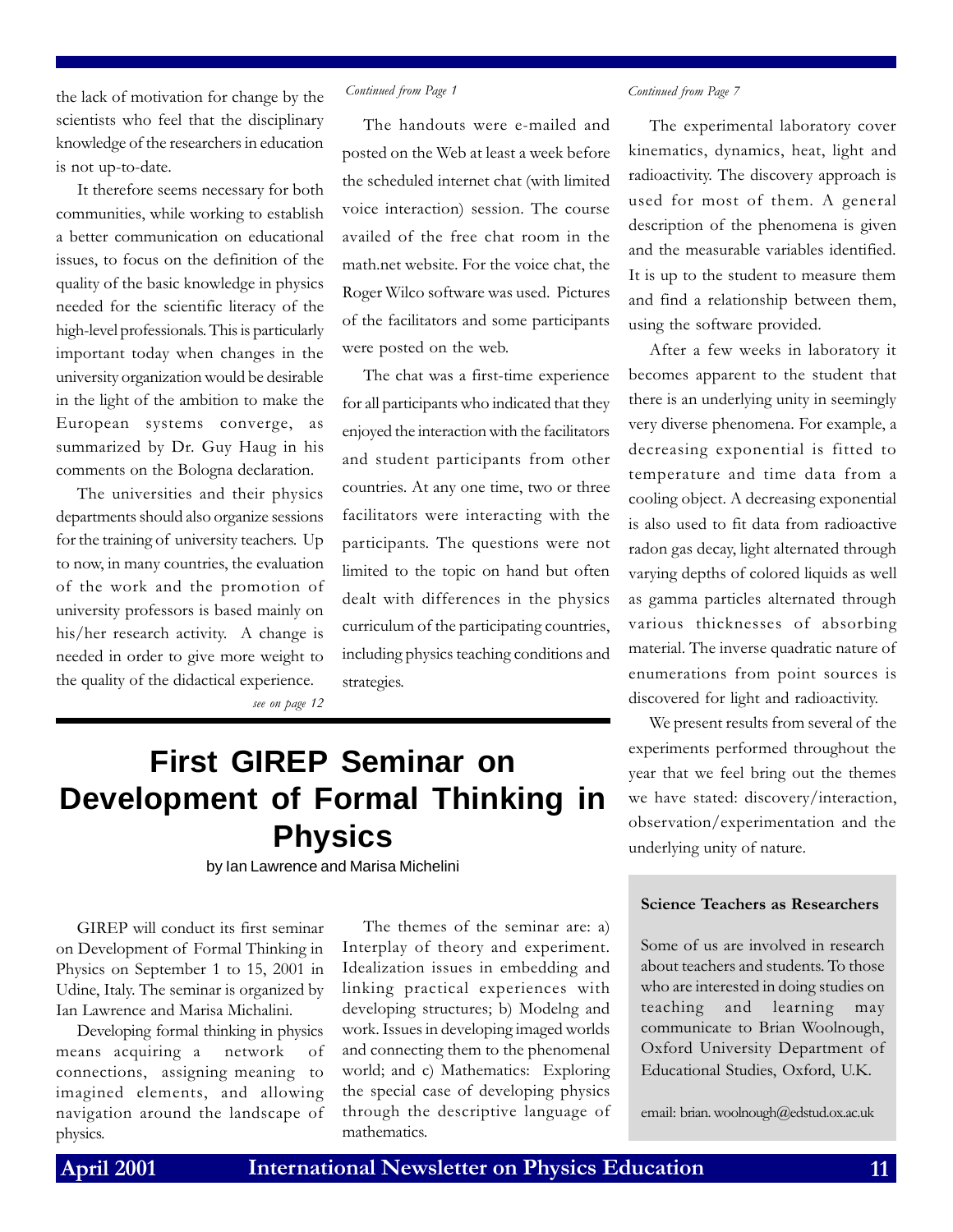the lack of motivation for change by the scientists who feel that the disciplinary knowledge of the researchers in education is not up-to-date.

It therefore seems necessary for both communities, while working to establish a better communication on educational issues, to focus on the definition of the quality of the basic knowledge in physics needed for the scientific literacy of the high-level professionals. This is particularly important today when changes in the university organization would be desirable in the light of the ambition to make the European systems converge, as summarized by Dr. Guy Haug in his comments on the Bologna declaration.

The universities and their physics departments should also organize sessions for the training of university teachers. Up to now, in many countries, the evaluation of the work and the promotion of university professors is based mainly on his/her research activity. A change is needed in order to give more weight to the quality of the didactical experience.

*see on page 12*

*Continued from Page 1*

The handouts were e-mailed and posted on the Web at least a week before the scheduled internet chat (with limited voice interaction) session. The course availed of the free chat room in the math.net website. For the voice chat, the Roger Wilco software was used. Pictures of the facilitators and some participants were posted on the web.

The chat was a first-time experience for all participants who indicated that they enjoyed the interaction with the facilitators and student participants from other countries. At any one time, two or three facilitators were interacting with the participants. The questions were not limited to the topic on hand but often dealt with differences in the physics curriculum of the participating countries, including physics teaching conditions and strategies.

*Continued from Page 7*

The experimental laboratory cover kinematics, dynamics, heat, light and radioactivity. The discovery approach is used for most of them. A general description of the phenomena is given and the measurable variables identified. It is up to the student to measure them and find a relationship between them, using the software provided.

After a few weeks in laboratory it becomes apparent to the student that there is an underlying unity in seemingly very diverse phenomena. For example, a decreasing exponential is fitted to temperature and time data from a cooling object. A decreasing exponential is also used to fit data from radioactive radon gas decay, light alternated through varying depths of colored liquids as well as gamma particles alternated through various thicknesses of absorbing material. The inverse quadratic nature of enumerations from point sources is discovered for light and radioactivity.

We present results from several of the experiments performed throughout the year that we feel bring out the themes we have stated: discovery/interaction, observation/experimentation and the underlying unity of nature.

# First GIREP Seminar on Development of Formal Thinking in Physics

by Ian Lawrence and Marisa Michelini

GIREP will conduct its first seminar on Development of Formal Thinking in Physics on September 1 to 15, 2001 in Udine, Italy. The seminar is organized by Ian Lawrence and Marisa Michalini.

Developing formal thinking in physics means acquiring a network of connections, assigning meaning to imagined elements, and allowing navigation around the landscape of physics.

The themes of the seminar are: a) Interplay of theory and experiment. Idealization issues in embedding and linking practical experiences with developing structures; b) Modelng and work. Issues in developing imaged worlds and connecting them to the phenomenal world; and c) Mathematics: Exploring the special case of developing physics through the descriptive language of mathematics.

**Science Teachers as Researchers**

Some of us are involved in research about teachers and students. To those who are interested in doing studies on teaching and learning may communicate to Brian Woolnough, Oxford University Department of Educational Studies, Oxford, U.K.

email: brian. woolnough@edstud.ox.ac.uk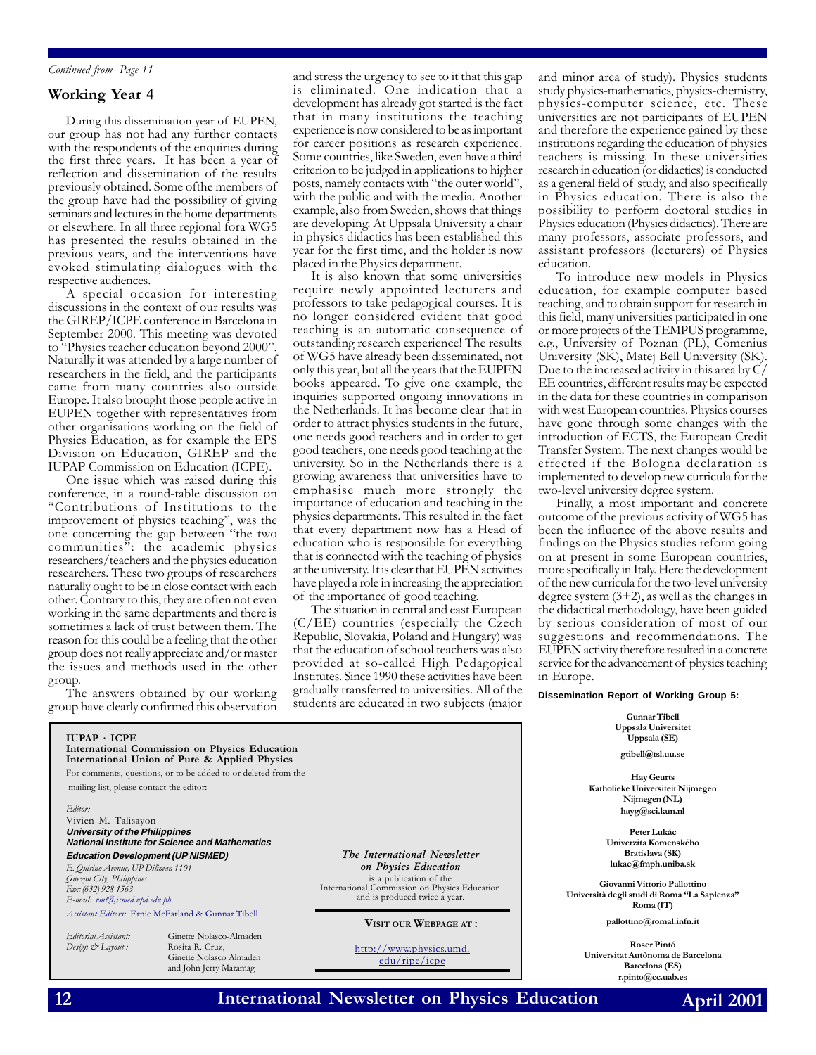*Continued from Page 11*

## Working Year 4

During this dissemination year of EUPEN, our group has not had any further contacts with the respondents of the enquiries during the first three years. It has been a year of reflection and dissemination of the results previously obtained. Some ofthe members of the group have had the possibility of giving seminars and lectures in the home departments or elsewhere. In all three regional fora WG5 has presented the results obtained in the previous years, and the interventions have evoked stimulating dialogues with the respective audiences.

A special occasion for interesting discussions in the context of our results was the GIREP/ICPE conference in Barcelona in September 2000. This meeting was devoted to "Physics teacher education beyond 2000". Naturally it was attended by a large number of researchers in the field, and the participants came from many countries also outside Europe. It also brought those people active in EUPEN together with representatives from other organisations working on the field of Physics Education, as for example the EPS Division on Education, GIREP and the IUPAP Commission on Education (ICPE).

One issue which was raised during this conference, in a round-table discussion on "Contributions of Institutions to the improvement of physics teaching", was the one concerning the gap between "the two communities": the academic physics researchers/teachers and the physics education researchers. These two groups of researchers naturally ought to be in close contact with each other. Contrary to this, they are often not even working in the same departments and there is sometimes a lack of trust between them. The reason for this could be a feeling that the other group does not really appreciate and/or master the issues and methods used in the other group.

The answers obtained by our working group have clearly confirmed this observation and stress the urgency to see to it that this gap is eliminated. One indication that a development has already got started is the fact that in many institutions the teaching experience is now considered to be as important for career positions as research experience. Some countries, like Sweden, even have a third criterion to be judged in applications to higher posts, namely contacts with "the outer world", with the public and with the media. Another example, also from Sweden, shows that things are developing. At Uppsala University a chair in physics didactics has been established this year for the first time, and the holder is now placed in the Physics department.

It is also known that some universities require newly appointed lecturers and professors to take pedagogical courses. It is no longer considered evident that good teaching is an automatic consequence of outstanding research experience! The results of WG5 have already been disseminated, not only this year, but all the years that the EUPEN books appeared. To give one example, the inquiries supported ongoing innovations in the Netherlands. It has become clear that in order to attract physics students in the future, one needs good teachers and in order to get good teachers, one needs good teaching at the university. So in the Netherlands there is a growing awareness that universities have to emphasise much more strongly the importance of education and teaching in the physics departments. This resulted in the fact that every department now has a Head of education who is responsible for everything that is connected with the teaching of physics at the university. It is clear that EUPEN activities have played a role in increasing the appreciation of the importance of good teaching.

The situation in central and east European (C/EE) countries (especially the Czech Republic, Slovakia, Poland and Hungary) was that the education of school teachers was also provided at so-called High Pedagogical Institutes. Since 1990 these activities have been gradually transferred to universities. All of the students are educated in two subjects (major and minor area of study). Physics students study physics-mathematics, physics-chemistry, physics-computer science, etc. These universities are not participants of EUPEN and therefore the experience gained by these institutions regarding the education of physics teachers is missing. In these universities research in education (or didactics) is conducted as a general field of study, and also specifically in Physics education. There is also the possibility to perform doctoral studies in Physics education (Physics didactics). There are many professors, associate professors, and assistant professors (lecturers) of Physics education.

To introduce new models in Physics education, for example computer based teaching, and to obtain support for research in this field, many universities participated in one or more projects of the TEMPUS programme, e.g., University of Poznan (PL), Comenius University (SK), Matej Bell University (SK). Due to the increased activity in this area by C/EE countries, different results may be expected in the data for these countries in comparison with west European countries. Physics courses have gone through some changes with the introduction of ECTS, the European Credit Transfer System. The next changes would be effected if the Bologna declaration is implemented to develop new curricula for the two-level university degree system.

Finally, a most important and concrete outcome of the previous activity of WG5 has been the influence of the above results and findings on the Physics studies reform going on at present in some European countries, more specifically in Italy. Here the development of the new curricula for the two-level university degree system (3+2), as well as the changes in the didactical methodology, have been guided by serious consideration of most of our suggestions and recommendations. The EUPEN activity therefore resulted in a concrete service for the advancement of physics teaching in Europe.

**Dissemination Report of Working Group 5:**

**Gunnar Tibell**
**Uppsala Universitet**
**Uppsala (SE)**
**gtibell@tsl.uu.se**

**Hay Geurts**
**Katholieke Universiteit Nijmegen**
**Nijmegen (NL)**
**hayg@sci.kun.nl**

**Peter Lukác**
**Univerzita Komenského**
**Bratislava (SK)**
**lukac@fmph.uniba.sk**

**Giovanni Vittorio Pallottino**
**Università degli studi di Roma "La Sapienza"**
**Roma (IT)**
**pallottino@romal.infn.it**

**Roser Pintó**
**Universitat Autònoma de Barcelona**
**Barcelona (ES)**
**r.pinto@cc.uab.es**

---

**IUPAP · ICPE**
**International Commission on Physics Education**
**International Union of Pure & Applied Physics**

For comments, questions, or to be added to or deleted from the mailing list, please contact the editor:

*Editor:*
Vivien M. Talisayon
***University of the Philippines***
***National Institute for Science and Mathematics***
***Education Development (UP NISMED)***
*E. Quirino Avenue, UP Diliman 1101*
*Quezon City, Philippines*
*Fax: (632) 928-1563*
*E-mail: vmt@ismed.upd.edu.ph*

*Assistant Editors:* Ernie McFarland & Gunnar Tibell

*Editorial Assistant:* Ginette Nolasco-Almaden
*Design & Layout:* Rosita R. Cruz, Ginette Nolasco Almaden and John Jerry Maramag

*The International Newsletter on Physics Education* is a publication of the International Commission on Physics Education and is produced twice a year.

**VISIT OUR WEBPAGE AT :**

http://www.physics.umd.edu/ripe/icpe